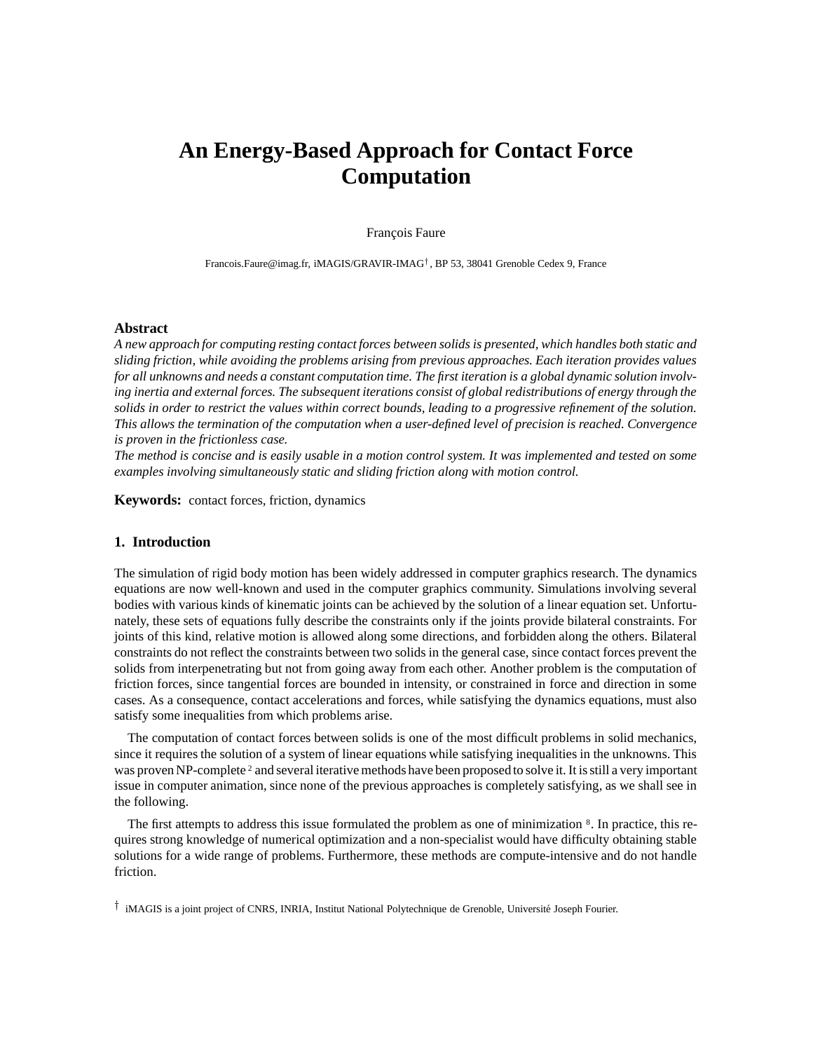# An Energy-Based Approach for Contact Force Computation

François Faure

Francois.Faure@imag.fr, iMAGIS/GRAVIR-IMAG†, BP 53, 38041 Grenoble Cedex 9, France

## Abstract

*A new approach for computing resting contact forces between solids is presented, which handles both static and sliding friction, while avoiding the problems arising from previous approaches. Each iteration provides values for all unknowns and needs a constant computation time. The first iteration is a global dynamic solution involving inertia and external forces. The subsequent iterations consist of global redistributions of energy through the solids in order to restrict the values within correct bounds, leading to a progressive refinement of the solution. This allows the termination of the computation when a user-defined level of precision is reached. Convergence is proven in the frictionless case.*

*The method is concise and is easily usable in a motion control system. It was implemented and tested on some examples involving simultaneously static and sliding friction along with motion control.*

**Keywords:** contact forces, friction, dynamics

## 1. Introduction

The simulation of rigid body motion has been widely addressed in computer graphics research. The dynamics equations are now well-known and used in the computer graphics community. Simulations involving several bodies with various kinds of kinematic joints can be achieved by the solution of a linear equation set. Unfortunately, these sets of equations fully describe the constraints only if the joints provide bilateral constraints. For joints of this kind, relative motion is allowed along some directions, and forbidden along the others. Bilateral constraints do not reflect the constraints between two solids in the general case, since contact forces prevent the solids from interpenetrating but not from going away from each other. Another problem is the computation of friction forces, since tangential forces are bounded in intensity, or constrained in force and direction in some cases. As a consequence, contact accelerations and forces, while satisfying the dynamics equations, must also satisfy some inequalities from which problems arise.

The computation of contact forces between solids is one of the most difficult problems in solid mechanics, since it requires the solution of a system of linear equations while satisfying inequalities in the unknowns. This was proven NP-complete [2] and several iterative methods have been proposed to solve it. It is still a very important issue in computer animation, since none of the previous approaches is completely satisfying, as we shall see in the following.

The first attempts to address this issue formulated the problem as one of minimization [8]. In practice, this requires strong knowledge of numerical optimization and a non-specialist would have difficulty obtaining stable solutions for a wide range of problems. Furthermore, these methods are compute-intensive and do not handle friction.

† iMAGIS is a joint project of CNRS, INRIA, Institut National Polytechnique de Grenoble, Université Joseph Fourier.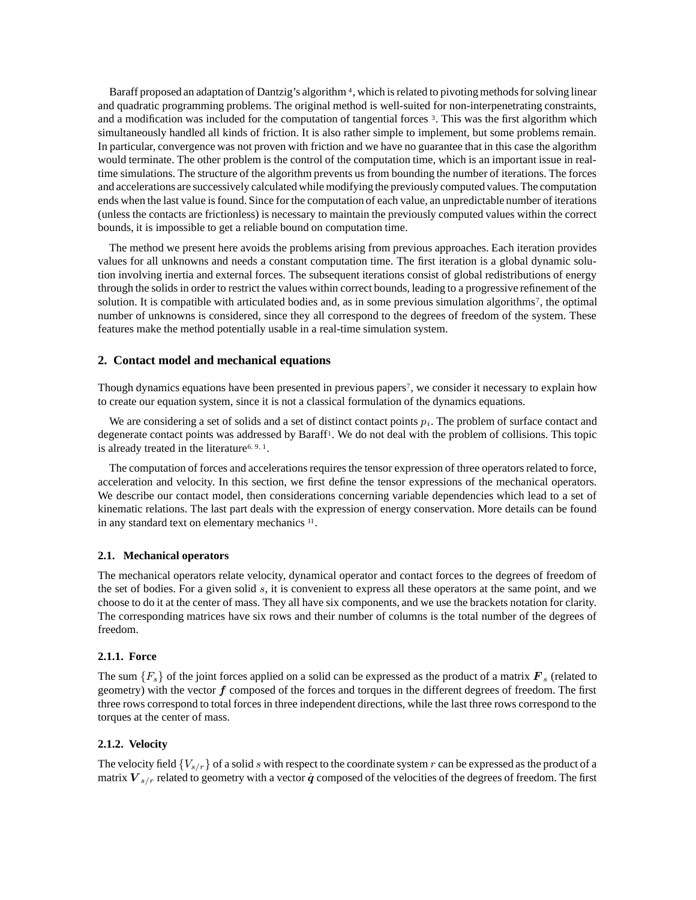Baraff proposed an adaptation of Dantzig's algorithm [4], which is related to pivoting methods for solving linear and quadratic programming problems. The original method is well-suited for non-interpenetrating constraints, and a modification was included for the computation of tangential forces [3]. This was the first algorithm which simultaneously handled all kinds of friction. It is also rather simple to implement, but some problems remain. In particular, convergence was not proven with friction and we have no guarantee that in this case the algorithm would terminate. The other problem is the control of the computation time, which is an important issue in real-time simulations. The structure of the algorithm prevents us from bounding the number of iterations. The forces and accelerations are successively calculated while modifying the previously computed values. The computation ends when the last value is found. Since for the computation of each value, an unpredictable number of iterations (unless the contacts are frictionless) is necessary to maintain the previously computed values within the correct bounds, it is impossible to get a reliable bound on computation time.

The method we present here avoids the problems arising from previous approaches. Each iteration provides values for all unknowns and needs a constant computation time. The first iteration is a global dynamic solution involving inertia and external forces. The subsequent iterations consist of global redistributions of energy through the solids in order to restrict the values within correct bounds, leading to a progressive refinement of the solution. It is compatible with articulated bodies and, as in some previous simulation algorithms[7], the optimal number of unknowns is considered, since they all correspond to the degrees of freedom of the system. These features make the method potentially usable in a real-time simulation system.

## 2. Contact model and mechanical equations

Though dynamics equations have been presented in previous papers[7], we consider it necessary to explain how to create our equation system, since it is not a classical formulation of the dynamics equations.

We are considering a set of solids and a set of distinct contact points $p_i$. The problem of surface contact and degenerate contact points was addressed by Baraff[1]. We do not deal with the problem of collisions. This topic is already treated in the literature[6, 9, 1].

The computation of forces and accelerations requires the tensor expression of three operators related to force, acceleration and velocity. In this section, we first define the tensor expressions of the mechanical operators. We describe our contact model, then considerations concerning variable dependencies which lead to a set of kinematic relations. The last part deals with the expression of energy conservation. More details can be found in any standard text on elementary mechanics [11].

### 2.1. Mechanical operators

The mechanical operators relate velocity, dynamical operator and contact forces to the degrees of freedom of the set of bodies. For a given solid $s$, it is convenient to express all these operators at the same point, and we choose to do it at the center of mass. They all have six components, and we use the brackets notation for clarity. The corresponding matrices have six rows and their number of columns is the total number of the degrees of freedom.

#### 2.1.1. Force

The sum $\{F_s\}$ of the joint forces applied on a solid can be expressed as the product of a matrix $\boldsymbol{F}_s$ (related to geometry) with the vector $\boldsymbol{f}$ composed of the forces and torques in the different degrees of freedom. The first three rows correspond to total forces in three independent directions, while the last three rows correspond to the torques at the center of mass.

#### 2.1.2. Velocity

The velocity field $\{V_{s/r}\}$ of a solid $s$ with respect to the coordinate system $r$ can be expressed as the product of a matrix $\boldsymbol{V}_{s/r}$ related to geometry with a vector $\dot{\boldsymbol{q}}$ composed of the velocities of the degrees of freedom. The first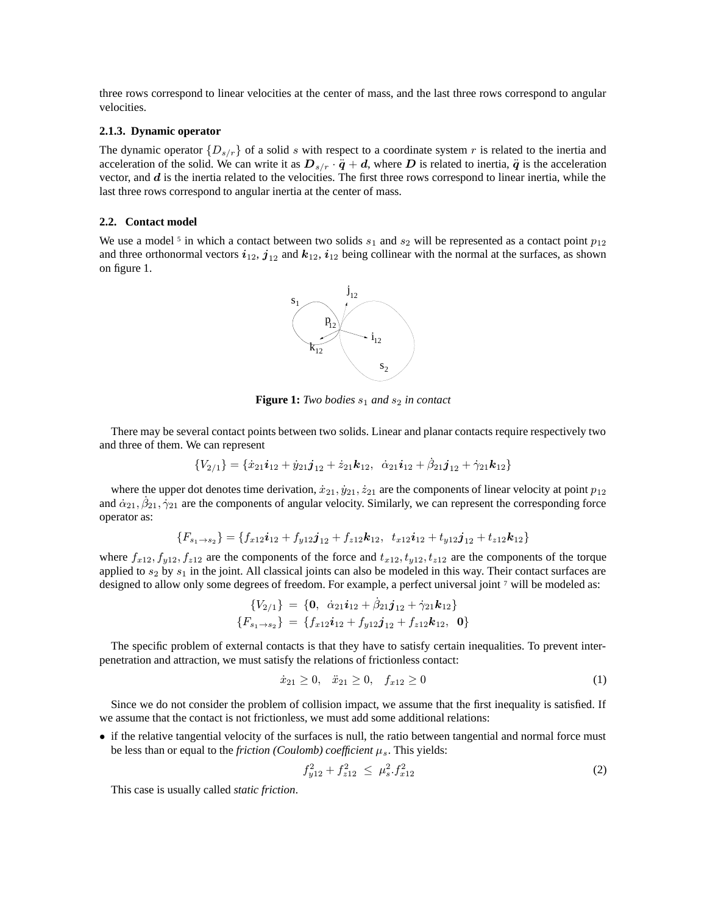three rows correspond to linear velocities at the center of mass, and the last three rows correspond to angular velocities.

### 2.1.3. Dynamic operator

The dynamic operator $\{D_{s/r}\}$ of a solid $s$ with respect to a coordinate system $r$ is related to the inertia and acceleration of the solid. We can write it as $\boldsymbol{D}_{s/r} \cdot \ddot{\boldsymbol{q}} + \boldsymbol{d}$, where $\boldsymbol{D}$ is related to inertia, $\ddot{\boldsymbol{q}}$ is the acceleration vector, and $\boldsymbol{d}$ is the inertia related to the velocities. The first three rows correspond to linear inertia, while the last three rows correspond to angular inertia at the center of mass.

## 2.2. Contact model

We use a model [5] in which a contact between two solids $s_1$ and $s_2$ will be represented as a contact point $p_{12}$ and three orthonormal vectors $\boldsymbol{i}_{12}$, $\boldsymbol{j}_{12}$ and $\boldsymbol{k}_{12}$, $\boldsymbol{i}_{12}$ being collinear with the normal at the surfaces, as shown on figure 1.

**Figure 1:** *Two bodies $s_1$ and $s_2$ in contact*

There may be several contact points between two solids. Linear and planar contacts require respectively two and three of them. We can represent

$$\{V_{2/1}\} = \{\dot{x}_{21}\boldsymbol{i}_{12} + \dot{y}_{21}\boldsymbol{j}_{12} + \dot{z}_{21}\boldsymbol{k}_{12},\ \ \dot{\alpha}_{21}\boldsymbol{i}_{12} + \dot{\beta}_{21}\boldsymbol{j}_{12} + \dot{\gamma}_{21}\boldsymbol{k}_{12}\}$$

where the upper dot denotes time derivation, $\dot{x}_{21}, \dot{y}_{21}, \dot{z}_{21}$ are the components of linear velocity at point $p_{12}$ and $\dot{\alpha}_{21}, \dot{\beta}_{21}, \dot{\gamma}_{21}$ are the components of angular velocity. Similarly, we can represent the corresponding force operator as:

$$\{F_{s_1 \to s_2}\} = \{f_{x12}\boldsymbol{i}_{12} + f_{y12}\boldsymbol{j}_{12} + f_{z12}\boldsymbol{k}_{12},\ \ t_{x12}\boldsymbol{i}_{12} + t_{y12}\boldsymbol{j}_{12} + t_{z12}\boldsymbol{k}_{12}\}$$

where $f_{x12}, f_{y12}, f_{z12}$ are the components of the force and $t_{x12}, t_{y12}, t_{z12}$ are the components of the torque applied to $s_2$ by $s_1$ in the joint. All classical joints can also be modeled in this way. Their contact surfaces are designed to allow only some degrees of freedom. For example, a perfect universal joint [7] will be modeled as:

$$\begin{aligned}
\{V_{2/1}\} &= \{\boldsymbol{0},\ \ \dot{\alpha}_{21}\boldsymbol{i}_{12} + \dot{\beta}_{21}\boldsymbol{j}_{12} + \dot{\gamma}_{21}\boldsymbol{k}_{12}\} \\
\{F_{s_1 \to s_2}\} &= \{f_{x12}\boldsymbol{i}_{12} + f_{y12}\boldsymbol{j}_{12} + f_{z12}\boldsymbol{k}_{12},\ \ \boldsymbol{0}\}
\end{aligned}$$

The specific problem of external contacts is that they have to satisfy certain inequalities. To prevent interpenetration and attraction, we must satisfy the relations of frictionless contact:

$$\dot{x}_{21} \geq 0, \quad \ddot{x}_{21} \geq 0, \quad f_{x12} \geq 0 \tag{1}$$

Since we do not consider the problem of collision impact, we assume that the first inequality is satisfied. If we assume that the contact is not frictionless, we must add some additional relations:

- if the relative tangential velocity of the surfaces is null, the ratio between tangential and normal force must be less than or equal to the *friction (Coulomb) coefficient* $\mu_s$. This yields:

$$f_{y12}^2 + f_{z12}^2 \ \leq\ \mu_s^2.f_{x12}^2 \tag{2}$$

This case is usually called *static friction*.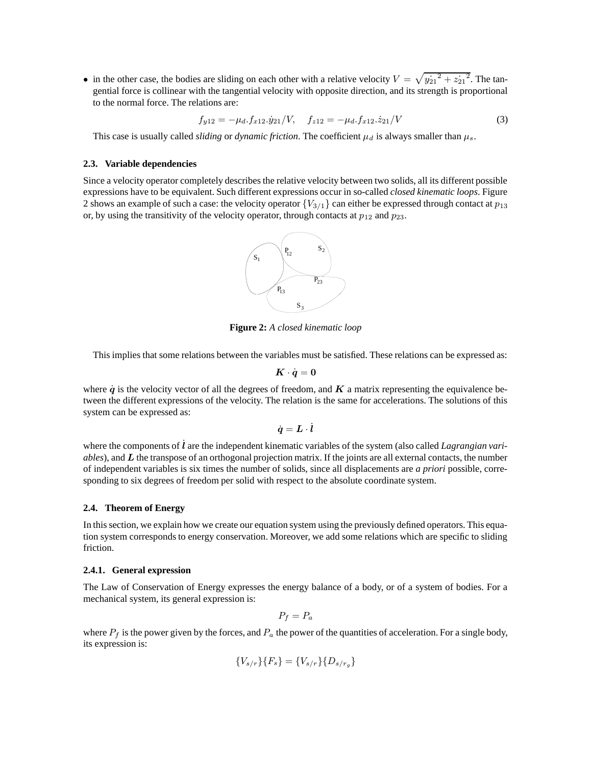- in the other case, the bodies are sliding on each other with a relative velocity $V = \sqrt{\dot{y_{21}}^2 + \dot{z_{21}}^2}$. The tangential force is collinear with the tangential velocity with opposite direction, and its strength is proportional to the normal force. The relations are:

$$f_{y12} = -\mu_d . f_{x12} . \dot{y}_{21}/V, \quad f_{z12} = -\mu_d . f_{x12} . \dot{z}_{21}/V \tag{3}$$

This case is usually called *sliding* or *dynamic friction*. The coefficient $\mu_d$ is always smaller than $\mu_s$.

### 2.3. Variable dependencies

Since a velocity operator completely describes the relative velocity between two solids, all its different possible expressions have to be equivalent. Such different expressions occur in so-called *closed kinematic loops*. Figure 2 shows an example of such a case: the velocity operator $\{V_{3/1}\}$ can either be expressed through contact at $p_{13}$ or, by using the transitivity of the velocity operator, through contacts at $p_{12}$ and $p_{23}$.

**Figure 2:** *A closed kinematic loop*

This implies that some relations between the variables must be satisfied. These relations can be expressed as:

$$\boldsymbol{K} \cdot \dot{\boldsymbol{q}} = \boldsymbol{0}$$

where $\dot{\boldsymbol{q}}$ is the velocity vector of all the degrees of freedom, and $\boldsymbol{K}$ a matrix representing the equivalence between the different expressions of the velocity. The relation is the same for accelerations. The solutions of this system can be expressed as:

$$\dot{\boldsymbol{q}} = \boldsymbol{L} \cdot \dot{\boldsymbol{l}}$$

where the components of $\dot{\boldsymbol{l}}$ are the independent kinematic variables of the system (also called *Lagrangian variables*), and $\boldsymbol{L}$ the transpose of an orthogonal projection matrix. If the joints are all external contacts, the number of independent variables is six times the number of solids, since all displacements are *a priori* possible, corresponding to six degrees of freedom per solid with respect to the absolute coordinate system.

### 2.4. Theorem of Energy

In this section, we explain how we create our equation system using the previously defined operators. This equation system corresponds to energy conservation. Moreover, we add some relations which are specific to sliding friction.

#### 2.4.1. General expression

The Law of Conservation of Energy expresses the energy balance of a body, or of a system of bodies. For a mechanical system, its general expression is:

$$P_f = P_a$$

where $P_f$ is the power given by the forces, and $P_a$ the power of the quantities of acceleration. For a single body, its expression is:

$$\{V_{s/r}\}\{F_s\} = \{V_{s/r}\}\{D_{s/r_g}\}$$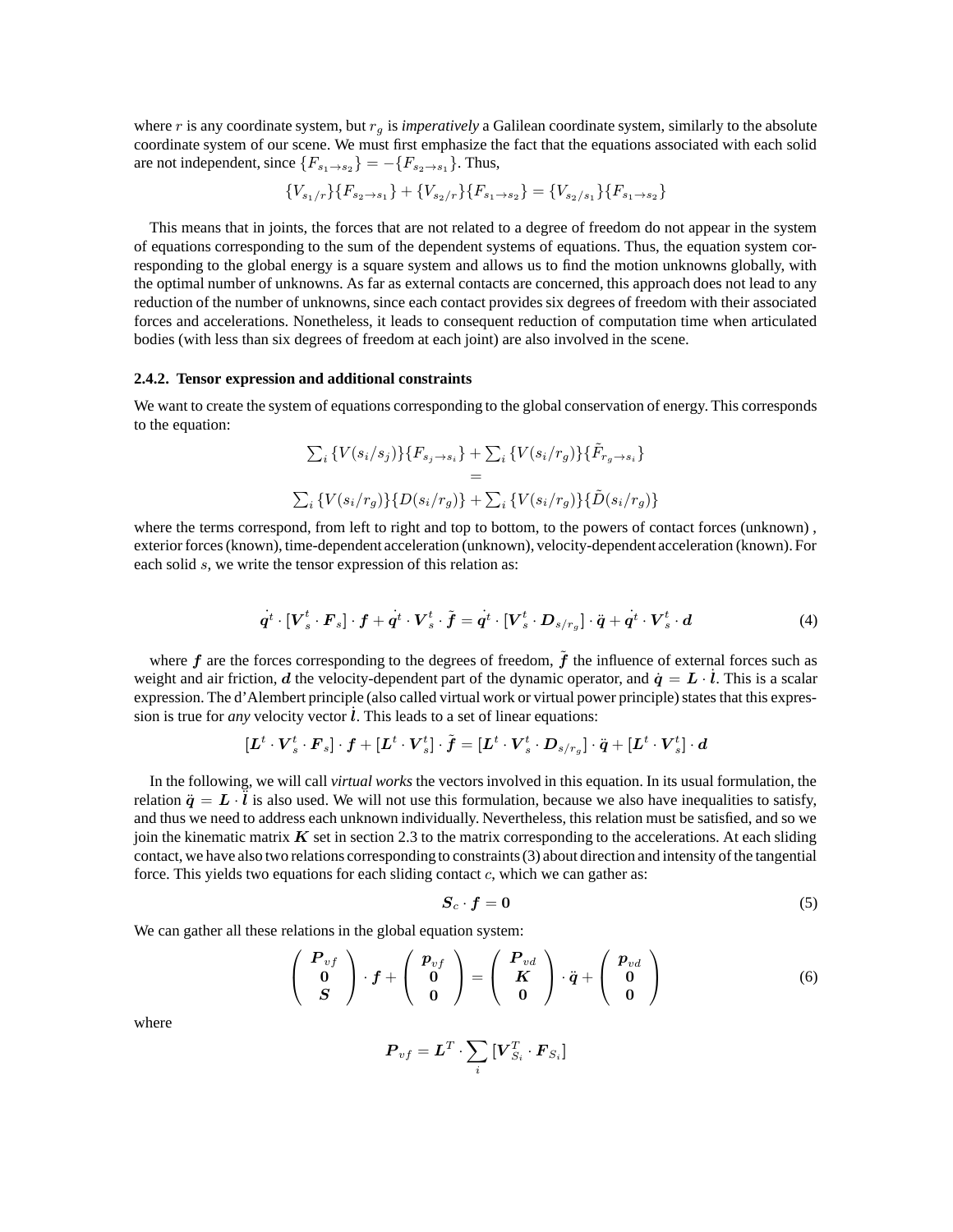where $r$ is any coordinate system, but $r_g$ is *imperatively* a Galilean coordinate system, similarly to the absolute coordinate system of our scene. We must first emphasize the fact that the equations associated with each solid are not independent, since $\{F_{s_1 \to s_2}\} = -\{F_{s_2 \to s_1}\}$. Thus,

$$\{V_{s_1/r}\}\{F_{s_2 \to s_1}\} + \{V_{s_2/r}\}\{F_{s_1 \to s_2}\} = \{V_{s_2/s_1}\}\{F_{s_1 \to s_2}\}$$

This means that in joints, the forces that are not related to a degree of freedom do not appear in the system of equations corresponding to the sum of the dependent systems of equations. Thus, the equation system corresponding to the global energy is a square system and allows us to find the motion unknowns globally, with the optimal number of unknowns. As far as external contacts are concerned, this approach does not lead to any reduction of the number of unknowns, since each contact provides six degrees of freedom with their associated forces and accelerations. Nonetheless, it leads to consequent reduction of computation time when articulated bodies (with less than six degrees of freedom at each joint) are also involved in the scene.

### 2.4.2. Tensor expression and additional constraints

We want to create the system of equations corresponding to the global conservation of energy. This corresponds to the equation:

$$\begin{gathered}\sum_i \{V(s_i/s_j)\}\{F_{s_j \to s_i}\} + \sum_i \{V(s_i/r_g)\}\{\tilde{F}_{r_g \to s_i}\} \\ = \\ \sum_i \{V(s_i/r_g)\}\{D(s_i/r_g)\} + \sum_i \{V(s_i/r_g)\}\{\tilde{D}(s_i/r_g)\}\end{gathered}$$

where the terms correspond, from left to right and top to bottom, to the powers of contact forces (unknown) , exterior forces (known), time-dependent acceleration (unknown), velocity-dependent acceleration (known). For each solid $s$, we write the tensor expression of this relation as:

$$\dot{\boldsymbol{q}}^t \cdot [\boldsymbol{V}_s^t \cdot \boldsymbol{F}_s] \cdot \boldsymbol{f} + \dot{\boldsymbol{q}}^t \cdot \boldsymbol{V}_s^t \cdot \tilde{\boldsymbol{f}} = \dot{\boldsymbol{q}}^t \cdot [\boldsymbol{V}_s^t \cdot \boldsymbol{D}_{s/r_g}] \cdot \ddot{\boldsymbol{q}} + \dot{\boldsymbol{q}}^t \cdot \boldsymbol{V}_s^t \cdot \boldsymbol{d} \tag{4}$$

where $\boldsymbol{f}$ are the forces corresponding to the degrees of freedom, $\tilde{\boldsymbol{f}}$ the influence of external forces such as weight and air friction, $\boldsymbol{d}$ the velocity-dependent part of the dynamic operator, and $\dot{\boldsymbol{q}} = \boldsymbol{L} \cdot \dot{\boldsymbol{l}}$. This is a scalar expression. The d'Alembert principle (also called virtual work or virtual power principle) states that this expression is true for *any* velocity vector $\dot{\boldsymbol{l}}$. This leads to a set of linear equations:

$$[\boldsymbol{L}^t \cdot \boldsymbol{V}_s^t \cdot \boldsymbol{F}_s] \cdot \boldsymbol{f} + [\boldsymbol{L}^t \cdot \boldsymbol{V}_s^t] \cdot \tilde{\boldsymbol{f}} = [\boldsymbol{L}^t \cdot \boldsymbol{V}_s^t \cdot \boldsymbol{D}_{s/r_g}] \cdot \ddot{\boldsymbol{q}} + [\boldsymbol{L}^t \cdot \boldsymbol{V}_s^t] \cdot \boldsymbol{d}$$

In the following, we will call *virtual works* the vectors involved in this equation. In its usual formulation, the relation $\ddot{\boldsymbol{q}} = \boldsymbol{L} \cdot \ddot{\boldsymbol{l}}$ is also used. We will not use this formulation, because we also have inequalities to satisfy, and thus we need to address each unknown individually. Nevertheless, this relation must be satisfied, and so we join the kinematic matrix $\boldsymbol{K}$ set in section 2.3 to the matrix corresponding to the accelerations. At each sliding contact, we have also two relations corresponding to constraints (3) about direction and intensity of the tangential force. This yields two equations for each sliding contact $c$, which we can gather as:

$$\boldsymbol{S}_c \cdot \boldsymbol{f} = \boldsymbol{0} \tag{5}$$

We can gather all these relations in the global equation system:

$$\begin{pmatrix} \boldsymbol{P}_{vf} \\ \boldsymbol{0} \\ \boldsymbol{S} \end{pmatrix} \cdot \boldsymbol{f} + \begin{pmatrix} \boldsymbol{p}_{vf} \\ \boldsymbol{0} \\ \boldsymbol{0} \end{pmatrix} = \begin{pmatrix} \boldsymbol{P}_{vd} \\ \boldsymbol{K} \\ \boldsymbol{0} \end{pmatrix} \cdot \ddot{\boldsymbol{q}} + \begin{pmatrix} \boldsymbol{p}_{vd} \\ \boldsymbol{0} \\ \boldsymbol{0} \end{pmatrix} \tag{6}$$

where

$$\boldsymbol{P}_{vf} = \boldsymbol{L}^T \cdot \sum_i [\boldsymbol{V}_{S_i}^T \cdot \boldsymbol{F}_{S_i}]$$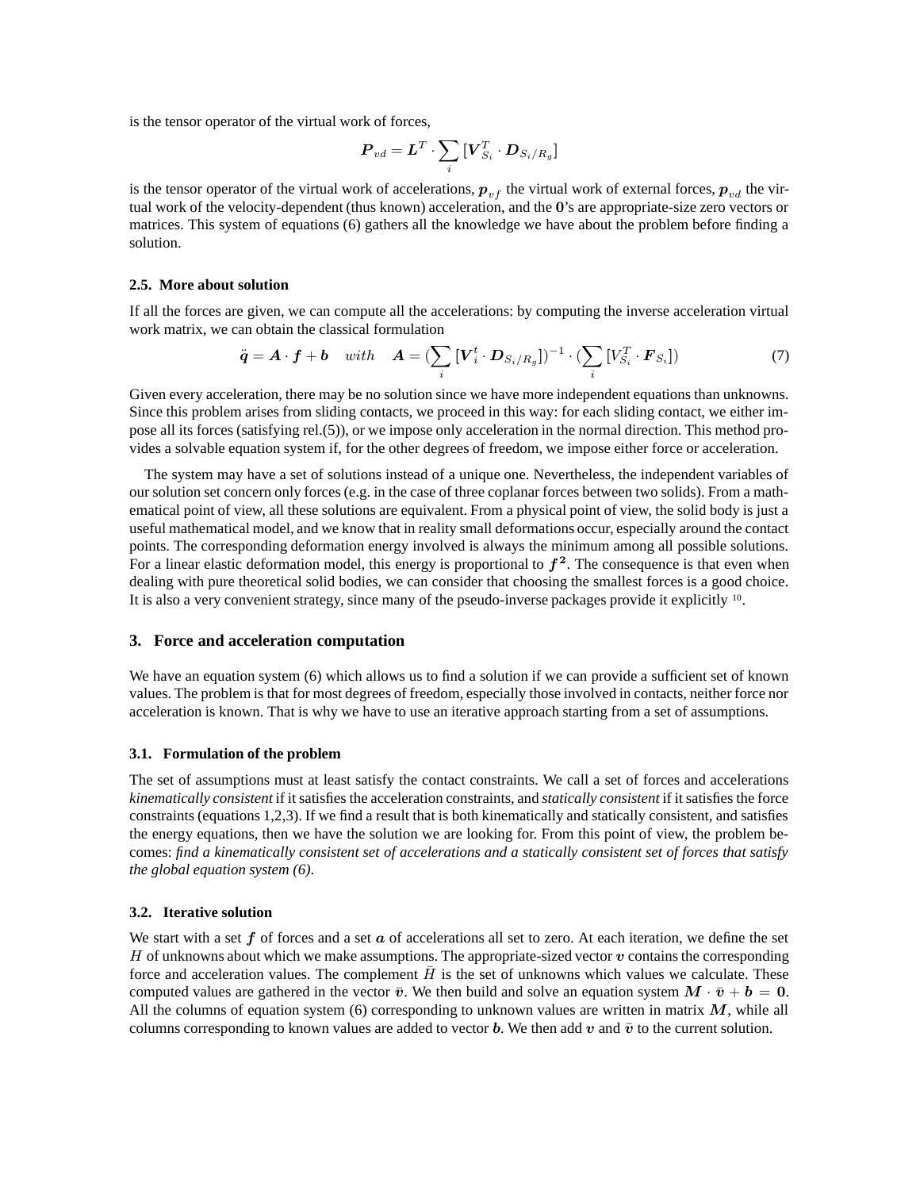is the tensor operator of the virtual work of forces,

$$\boldsymbol{P}_{vd} = \boldsymbol{L}^T \cdot \sum_i [\boldsymbol{V}_{S_i}^T \cdot \boldsymbol{D}_{S_i/R_g}]$$

is the tensor operator of the virtual work of accelerations, $\boldsymbol{p}_{vf}$ the virtual work of external forces, $\boldsymbol{p}_{vd}$ the virtual work of the velocity-dependent (thus known) acceleration, and the **0**'s are appropriate-size zero vectors or matrices. This system of equations (6) gathers all the knowledge we have about the problem before finding a solution.

### 2.5. More about solution

If all the forces are given, we can compute all the accelerations: by computing the inverse acceleration virtual work matrix, we can obtain the classical formulation

$$\ddot{\boldsymbol{q}} = \boldsymbol{A} \cdot \boldsymbol{f} + \boldsymbol{b} \quad with \quad \boldsymbol{A} = (\sum_i [\boldsymbol{V}_i^t \cdot \boldsymbol{D}_{S_i/R_g}])^{-1} \cdot (\sum_i [V_{S_i}^T \cdot \boldsymbol{F}_{S_i}]) \tag{7}$$

Given every acceleration, there may be no solution since we have more independent equations than unknowns. Since this problem arises from sliding contacts, we proceed in this way: for each sliding contact, we either impose all its forces (satisfying rel.(5)), or we impose only acceleration in the normal direction. This method provides a solvable equation system if, for the other degrees of freedom, we impose either force or acceleration.

The system may have a set of solutions instead of a unique one. Nevertheless, the independent variables of our solution set concern only forces (e.g. in the case of three coplanar forces between two solids). From a mathematical point of view, all these solutions are equivalent. From a physical point of view, the solid body is just a useful mathematical model, and we know that in reality small deformations occur, especially around the contact points. The corresponding deformation energy involved is always the minimum among all possible solutions. For a linear elastic deformation model, this energy is proportional to $\boldsymbol{f}^{\boldsymbol{2}}$. The consequence is that even when dealing with pure theoretical solid bodies, we can consider that choosing the smallest forces is a good choice. It is also a very convenient strategy, since many of the pseudo-inverse packages provide it explicitly [10].

## 3. Force and acceleration computation

We have an equation system (6) which allows us to find a solution if we can provide a sufficient set of known values. The problem is that for most degrees of freedom, especially those involved in contacts, neither force nor acceleration is known. That is why we have to use an iterative approach starting from a set of assumptions.

### 3.1. Formulation of the problem

The set of assumptions must at least satisfy the contact constraints. We call a set of forces and accelerations *kinematically consistent* if it satisfies the acceleration constraints, and *statically consistent* if it satisfies the force constraints (equations 1,2,3). If we find a result that is both kinematically and statically consistent, and satisfies the energy equations, then we have the solution we are looking for. From this point of view, the problem becomes: *find a kinematically consistent set of accelerations and a statically consistent set of forces that satisfy the global equation system (6).*

### 3.2. Iterative solution

We start with a set $\boldsymbol{f}$ of forces and a set $\boldsymbol{a}$ of accelerations all set to zero. At each iteration, we define the set $H$ of unknowns about which we make assumptions. The appropriate-sized vector $\boldsymbol{v}$ contains the corresponding force and acceleration values. The complement $\bar{H}$ is the set of unknowns which values we calculate. These computed values are gathered in the vector $\bar{\boldsymbol{v}}$. We then build and solve an equation system $\boldsymbol{M} \cdot \bar{\boldsymbol{v}} + \boldsymbol{b} = \boldsymbol{0}$. All the columns of equation system (6) corresponding to unknown values are written in matrix $\boldsymbol{M}$, while all columns corresponding to known values are added to vector $\boldsymbol{b}$. We then add $\boldsymbol{v}$ and $\bar{\boldsymbol{v}}$ to the current solution.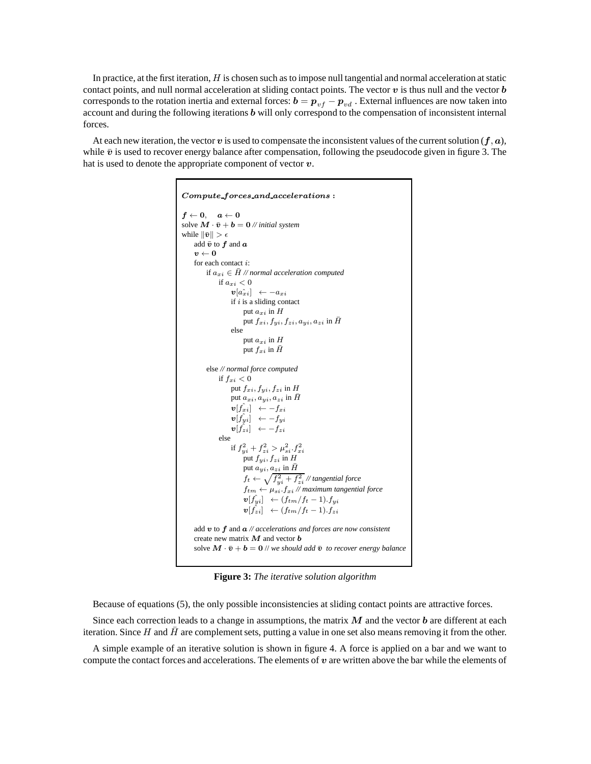In practice, at the first iteration, $H$ is chosen such as to impose null tangential and normal acceleration at static contact points, and null normal acceleration at sliding contact points. The vector $\boldsymbol{v}$ is thus null and the vector $\boldsymbol{b}$ corresponds to the rotation inertia and external forces: $\boldsymbol{b} = \boldsymbol{p}_{vf} - \boldsymbol{p}_{vd}$ . External influences are now taken into account and during the following iterations $\boldsymbol{b}$ will only correspond to the compensation of inconsistent internal forces.

At each new iteration, the vector $\boldsymbol{v}$ is used to compensate the inconsistent values of the current solution ($\boldsymbol{f}, \boldsymbol{a}$), while $\bar{\boldsymbol{v}}$ is used to recover energy balance after compensation, following the pseudocode given in figure 3. The hat is used to denote the appropriate component of vector $\boldsymbol{v}$.

```
Compute_forces_and_accelerations :

f ← 0,   a ← 0
solve M · v̄ + b = 0 // initial system
while ||v̄|| > ε
    add v̄ to f and a
    v ← 0
    for each contact i:
        if a_xi ∈ H̄ // normal acceleration computed
            if a_xi < 0
                v[â_xi] ← −a_xi
                if i is a sliding contact
                    put a_xi in H
                    put f_xi, f_yi, f_zi, a_yi, a_zi in H̄
                else
                    put a_xi in H
                    put f_xi in H̄

        else // normal force computed
            if f_xi < 0
                put f_xi, f_yi, f_zi in H
                put a_xi, a_yi, a_zi in H̄
                v[f̂_xi] ← −f_xi
                v[f̂_yi] ← −f_yi
                v[f̂_zi] ← −f_zi
            else
                if f_yi² + f_zi² > μ_si².f_xi²
                    put f_yi, f_zi in H
                    put a_yi, a_zi in H̄
                    f_t ← sqrt(f_yi² + f_zi²) // tangential force
                    f_tm ← μ_si.f_xi // maximum tangential force
                    v[f̂_yi] ← (f_tm/f_t − 1).f_yi
                    v[f̂_zi] ← (f_tm/f_t − 1).f_zi

    add v to f and a // accelerations and forces are now consistent
    create new matrix M and vector b
    solve M · v̄ + b = 0 // we should add v̄ to recover energy balance
```

**Figure 3:** *The iterative solution algorithm*

Because of equations (5), the only possible inconsistencies at sliding contact points are attractive forces.

Since each correction leads to a change in assumptions, the matrix $\boldsymbol{M}$ and the vector $\boldsymbol{b}$ are different at each iteration. Since $H$ and $\bar{H}$ are complement sets, putting a value in one set also means removing it from the other.

A simple example of an iterative solution is shown in figure 4. A force is applied on a bar and we want to compute the contact forces and accelerations. The elements of $\boldsymbol{v}$ are written above the bar while the elements of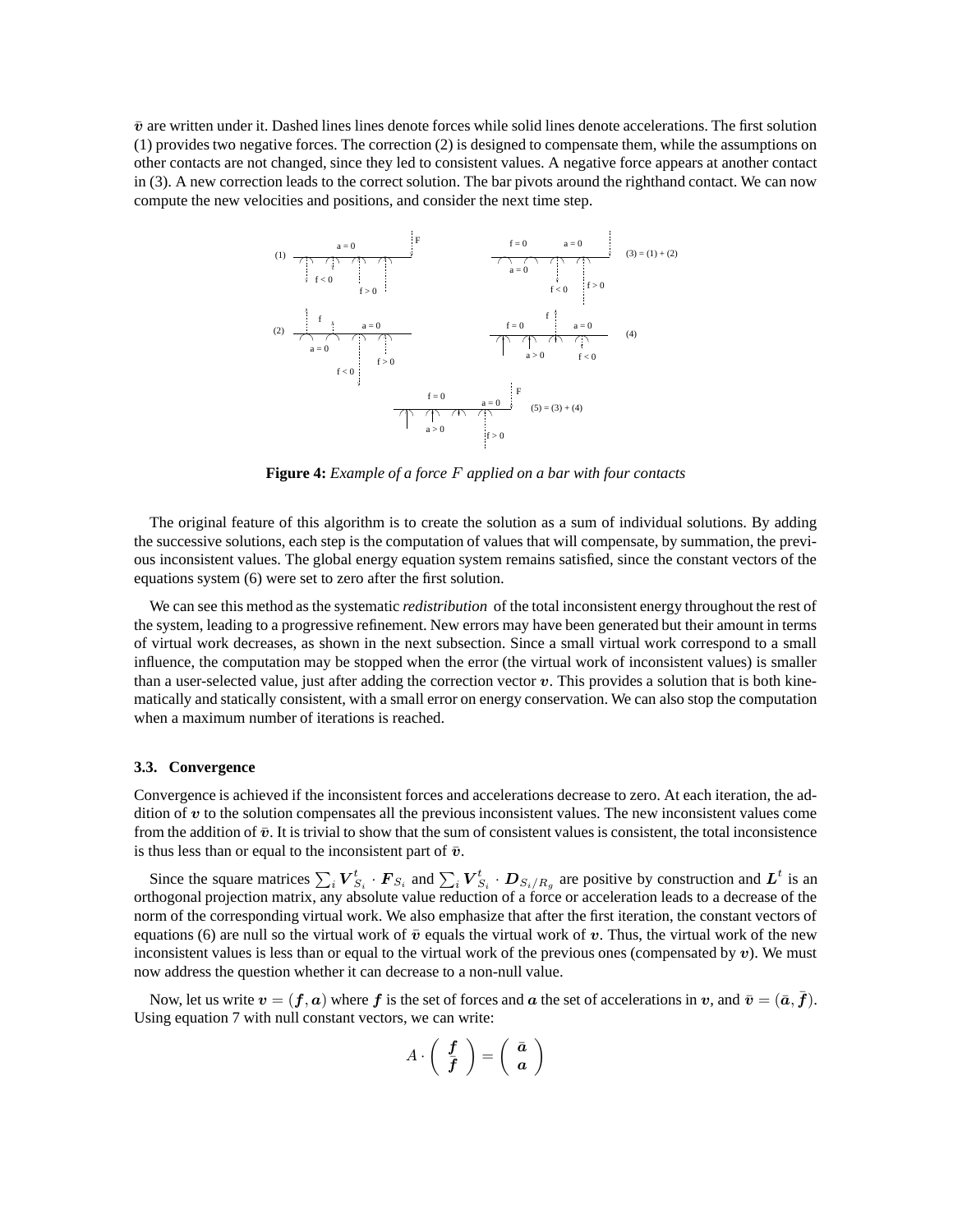$\bar{\boldsymbol{v}}$ are written under it. Dashed lines lines denote forces while solid lines denote accelerations. The first solution (1) provides two negative forces. The correction (2) is designed to compensate them, while the assumptions on other contacts are not changed, since they led to consistent values. A negative force appears at another contact in (3). A new correction leads to the correct solution. The bar pivots around the righthand contact. We can now compute the new velocities and positions, and consider the next time step.

**Figure 4:** *Example of a force $F$ applied on a bar with four contacts*

The original feature of this algorithm is to create the solution as a sum of individual solutions. By adding the successive solutions, each step is the computation of values that will compensate, by summation, the previous inconsistent values. The global energy equation system remains satisfied, since the constant vectors of the equations system (6) were set to zero after the first solution.

We can see this method as the systematic *redistribution* of the total inconsistent energy throughout the rest of the system, leading to a progressive refinement. New errors may have been generated but their amount in terms of virtual work decreases, as shown in the next subsection. Since a small virtual work correspond to a small influence, the computation may be stopped when the error (the virtual work of inconsistent values) is smaller than a user-selected value, just after adding the correction vector $\boldsymbol{v}$. This provides a solution that is both kinematically and statically consistent, with a small error on energy conservation. We can also stop the computation when a maximum number of iterations is reached.

### 3.3. Convergence

Convergence is achieved if the inconsistent forces and accelerations decrease to zero. At each iteration, the addition of $\boldsymbol{v}$ to the solution compensates all the previous inconsistent values. The new inconsistent values come from the addition of $\bar{\boldsymbol{v}}$. It is trivial to show that the sum of consistent values is consistent, the total inconsistence is thus less than or equal to the inconsistent part of $\bar{\boldsymbol{v}}$.

Since the square matrices $\sum_i \boldsymbol{V}_{S_i}^t \cdot \boldsymbol{F}_{S_i}$ and $\sum_i \boldsymbol{V}_{S_i}^t \cdot \boldsymbol{D}_{S_i/R_g}$ are positive by construction and $\boldsymbol{L}^t$ is an orthogonal projection matrix, any absolute value reduction of a force or acceleration leads to a decrease of the norm of the corresponding virtual work. We also emphasize that after the first iteration, the constant vectors of equations (6) are null so the virtual work of $\bar{\boldsymbol{v}}$ equals the virtual work of $\boldsymbol{v}$. Thus, the virtual work of the new inconsistent values is less than or equal to the virtual work of the previous ones (compensated by $\boldsymbol{v}$). We must now address the question whether it can decrease to a non-null value.

Now, let us write $\boldsymbol{v} = (\boldsymbol{f}, \boldsymbol{a})$ where $\boldsymbol{f}$ is the set of forces and $\boldsymbol{a}$ the set of accelerations in $\boldsymbol{v}$, and $\bar{\boldsymbol{v}} = (\bar{\boldsymbol{a}}, \bar{\boldsymbol{f}})$. Using equation 7 with null constant vectors, we can write:

$$A \cdot \begin{pmatrix} \boldsymbol{f} \\ \bar{\boldsymbol{f}} \end{pmatrix} = \begin{pmatrix} \bar{\boldsymbol{a}} \\ \boldsymbol{a} \end{pmatrix}$$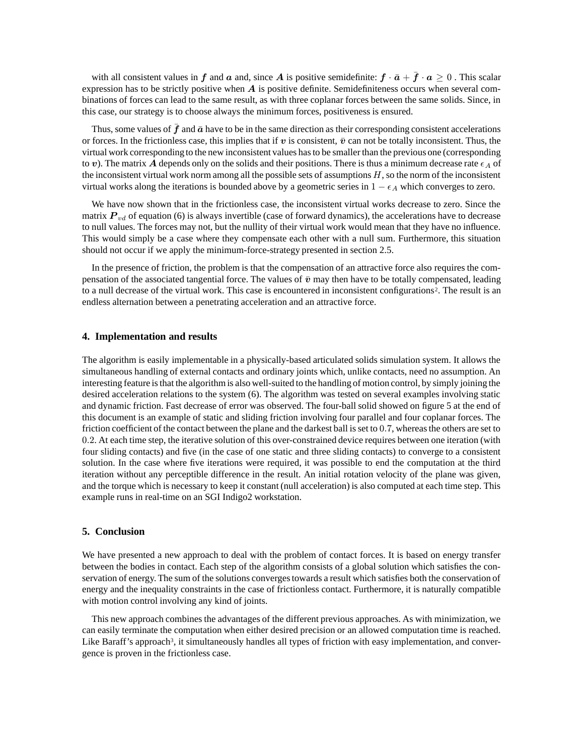with all consistent values in $\boldsymbol{f}$ and $\boldsymbol{a}$ and, since $\boldsymbol{A}$ is positive semidefinite: $\boldsymbol{f} \cdot \bar{\boldsymbol{a}} + \bar{\boldsymbol{f}} \cdot \boldsymbol{a} \geq 0$ . This scalar expression has to be strictly positive when $\boldsymbol{A}$ is positive definite. Semidefiniteness occurs when several combinations of forces can lead to the same result, as with three coplanar forces between the same solids. Since, in this case, our strategy is to choose always the minimum forces, positiveness is ensured.

Thus, some values of $\bar{\boldsymbol{f}}$ and $\bar{\boldsymbol{a}}$ have to be in the same direction as their corresponding consistent accelerations or forces. In the frictionless case, this implies that if $\boldsymbol{v}$ is consistent, $\bar{\boldsymbol{v}}$ can not be totally inconsistent. Thus, the virtual work corresponding to the new inconsistent values has to be smaller than the previous one (corresponding to $\boldsymbol{v}$). The matrix $\boldsymbol{A}$ depends only on the solids and their positions. There is thus a minimum decrease rate $\epsilon_A$ of the inconsistent virtual work norm among all the possible sets of assumptions $H$, so the norm of the inconsistent virtual works along the iterations is bounded above by a geometric series in $1 - \epsilon_A$ which converges to zero.

We have now shown that in the frictionless case, the inconsistent virtual works decrease to zero. Since the matrix $\boldsymbol{P}_{vd}$ of equation (6) is always invertible (case of forward dynamics), the accelerations have to decrease to null values. The forces may not, but the nullity of their virtual work would mean that they have no influence. This would simply be a case where they compensate each other with a null sum. Furthermore, this situation should not occur if we apply the minimum-force-strategy presented in section 2.5.

In the presence of friction, the problem is that the compensation of an attractive force also requires the compensation of the associated tangential force. The values of $\bar{\boldsymbol{v}}$ may then have to be totally compensated, leading to a null decrease of the virtual work. This case is encountered in inconsistent configurations[2]. The result is an endless alternation between a penetrating acceleration and an attractive force.

## 4. Implementation and results

The algorithm is easily implementable in a physically-based articulated solids simulation system. It allows the simultaneous handling of external contacts and ordinary joints which, unlike contacts, need no assumption. An interesting feature is that the algorithm is also well-suited to the handling of motion control, by simply joining the desired acceleration relations to the system (6). The algorithm was tested on several examples involving static and dynamic friction. Fast decrease of error was observed. The four-ball solid showed on figure 5 at the end of this document is an example of static and sliding friction involving four parallel and four coplanar forces. The friction coefficient of the contact between the plane and the darkest ball is set to $0.7$, whereas the others are set to $0.2$. At each time step, the iterative solution of this over-constrained device requires between one iteration (with four sliding contacts) and five (in the case of one static and three sliding contacts) to converge to a consistent solution. In the case where five iterations were required, it was possible to end the computation at the third iteration without any perceptible difference in the result. An initial rotation velocity of the plane was given, and the torque which is necessary to keep it constant (null acceleration) is also computed at each time step. This example runs in real-time on an SGI Indigo2 workstation.

## 5. Conclusion

We have presented a new approach to deal with the problem of contact forces. It is based on energy transfer between the bodies in contact. Each step of the algorithm consists of a global solution which satisfies the conservation of energy. The sum of the solutions converges towards a result which satisfies both the conservation of energy and the inequality constraints in the case of frictionless contact. Furthermore, it is naturally compatible with motion control involving any kind of joints.

This new approach combines the advantages of the different previous approaches. As with minimization, we can easily terminate the computation when either desired precision or an allowed computation time is reached. Like Baraff's approach[3], it simultaneously handles all types of friction with easy implementation, and convergence is proven in the frictionless case.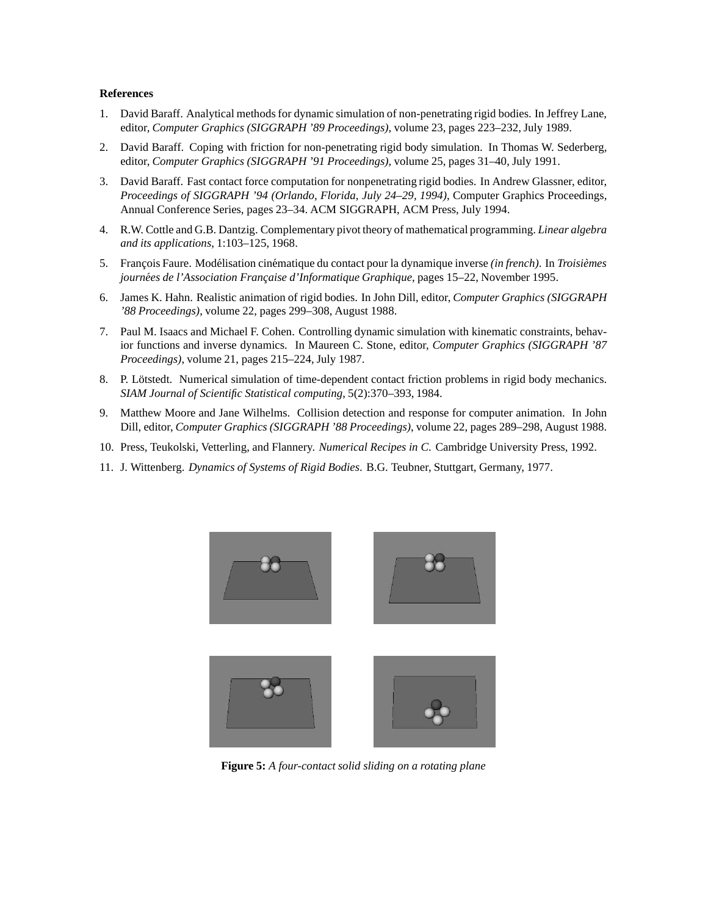**References**

1. David Baraff. Analytical methods for dynamic simulation of non-penetrating rigid bodies. In Jeffrey Lane, editor, *Computer Graphics (SIGGRAPH '89 Proceedings)*, volume 23, pages 223–232, July 1989.
2. David Baraff. Coping with friction for non-penetrating rigid body simulation. In Thomas W. Sederberg, editor, *Computer Graphics (SIGGRAPH '91 Proceedings)*, volume 25, pages 31–40, July 1991.
3. David Baraff. Fast contact force computation for nonpenetrating rigid bodies. In Andrew Glassner, editor, *Proceedings of SIGGRAPH '94 (Orlando, Florida, July 24–29, 1994)*, Computer Graphics Proceedings, Annual Conference Series, pages 23–34. ACM SIGGRAPH, ACM Press, July 1994.
4. R.W. Cottle and G.B. Dantzig. Complementary pivot theory of mathematical programming. *Linear algebra and its applications*, 1:103–125, 1968.
5. François Faure. Modélisation cinématique du contact pour la dynamique inverse *(in french)*. In *Troisièmes journées de l'Association Française d'Informatique Graphique*, pages 15–22, November 1995.
6. James K. Hahn. Realistic animation of rigid bodies. In John Dill, editor, *Computer Graphics (SIGGRAPH '88 Proceedings)*, volume 22, pages 299–308, August 1988.
7. Paul M. Isaacs and Michael F. Cohen. Controlling dynamic simulation with kinematic constraints, behavior functions and inverse dynamics. In Maureen C. Stone, editor, *Computer Graphics (SIGGRAPH '87 Proceedings)*, volume 21, pages 215–224, July 1987.
8. P. Lötstedt. Numerical simulation of time-dependent contact friction problems in rigid body mechanics. *SIAM Journal of Scientific Statistical computing*, 5(2):370–393, 1984.
9. Matthew Moore and Jane Wilhelms. Collision detection and response for computer animation. In John Dill, editor, *Computer Graphics (SIGGRAPH '88 Proceedings)*, volume 22, pages 289–298, August 1988.
10. Press, Teukolski, Vetterling, and Flannery. *Numerical Recipes in C*. Cambridge University Press, 1992.
11. J. Wittenberg. *Dynamics of Systems of Rigid Bodies*. B.G. Teubner, Stuttgart, Germany, 1977.

**Figure 5:** *A four-contact solid sliding on a rotating plane*